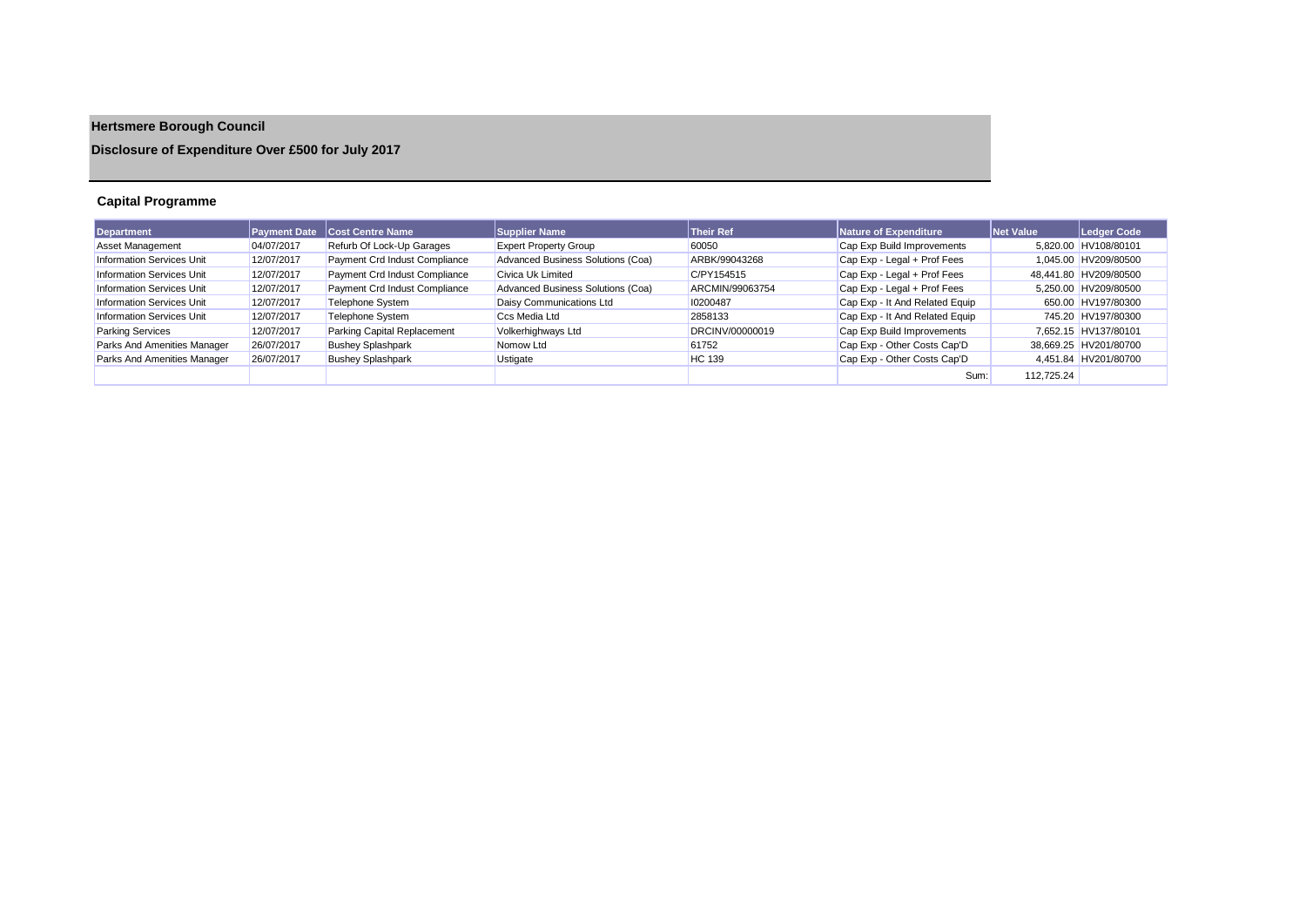**Hertsmere Borough Council**

**Disclosure of Expenditure Over £500 for July 2017**

### Capital Programme

| Department | Payment Date | Cost Centre Name | Supplier Name | Their Ref | Nature of Expenditure | Net Value | Ledger Code |
|---|---|---|---|---|---|---|---|
| Asset Management | 04/07/2017 | Refurb Of Lock-Up Garages | Expert Property Group | 60050 | Cap Exp Build Improvements | 5,820.00 | HV108/80101 |
| Information Services Unit | 12/07/2017 | Payment Crd Indust Compliance | Advanced Business Solutions (Coa) | ARBK/99043268 | Cap Exp - Legal + Prof Fees | 1,045.00 | HV209/80500 |
| Information Services Unit | 12/07/2017 | Payment Crd Indust Compliance | Civica Uk Limited | C/PY154515 | Cap Exp - Legal + Prof Fees | 48,441.80 | HV209/80500 |
| Information Services Unit | 12/07/2017 | Payment Crd Indust Compliance | Advanced Business Solutions (Coa) | ARCMIN/99063754 | Cap Exp - Legal + Prof Fees | 5,250.00 | HV209/80500 |
| Information Services Unit | 12/07/2017 | Telephone System | Daisy Communications Ltd | I0200487 | Cap Exp - It And Related Equip | 650.00 | HV197/80300 |
| Information Services Unit | 12/07/2017 | Telephone System | Ccs Media Ltd | 2858133 | Cap Exp - It And Related Equip | 745.20 | HV197/80300 |
| Parking Services | 12/07/2017 | Parking Capital Replacement | Volkerhighways Ltd | DRCINV/00000019 | Cap Exp Build Improvements | 7,652.15 | HV137/80101 |
| Parks And Amenities Manager | 26/07/2017 | Bushey Splashpark | Nomow Ltd | 61752 | Cap Exp - Other Costs Cap'D | 38,669.25 | HV201/80700 |
| Parks And Amenities Manager | 26/07/2017 | Bushey Splashpark | Ustigate | HC 139 | Cap Exp - Other Costs Cap'D | 4,451.84 | HV201/80700 |
| | | | | | Sum: | 112,725.24 | |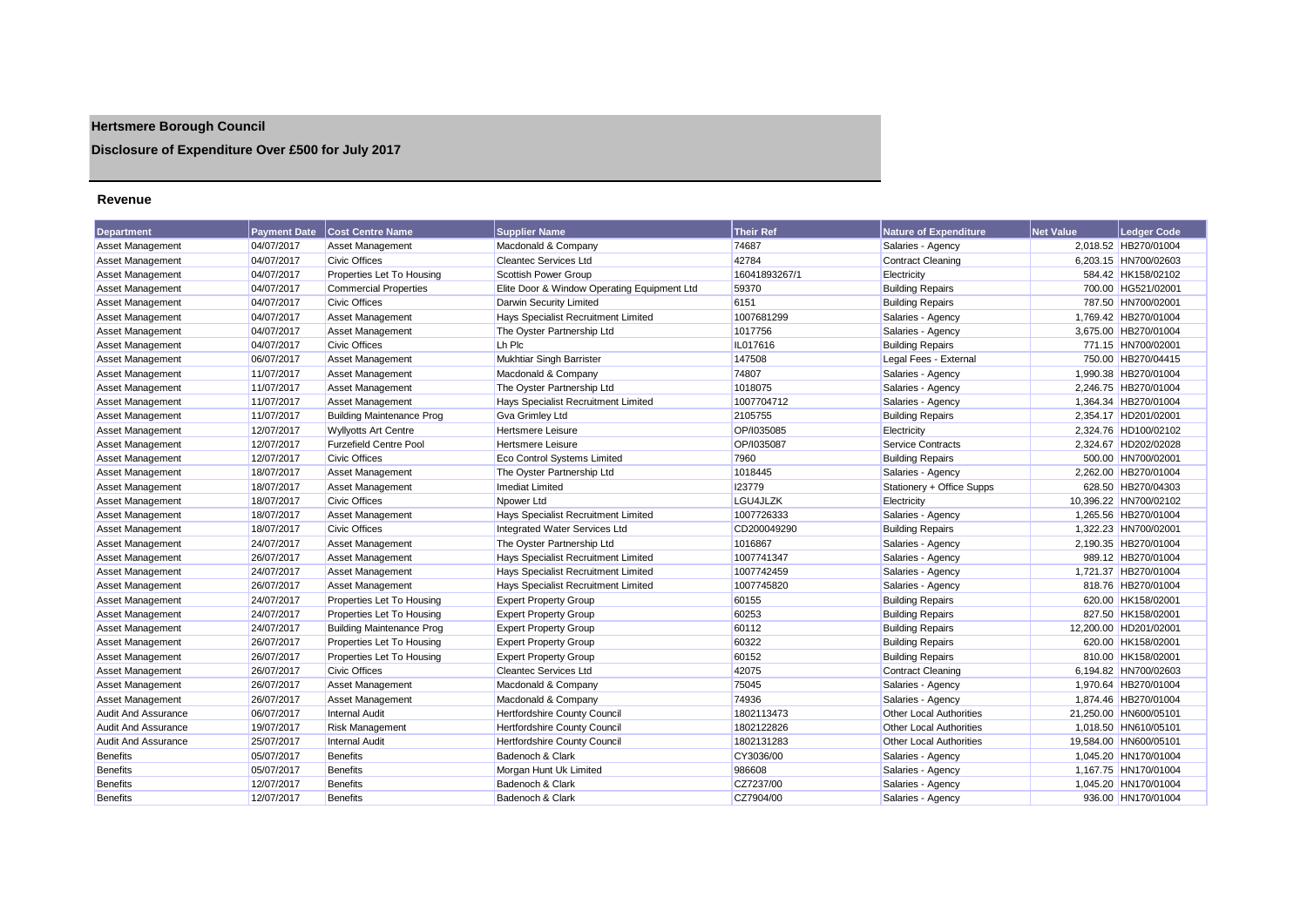# Hertsmere Borough Council

## Disclosure of Expenditure Over £500 for July 2017

### Revenue

| Department | Payment Date | Cost Centre Name | Supplier Name | Their Ref | Nature of Expenditure | Net Value | Ledger Code |
|---|---|---|---|---|---|---|---|
| Asset Management | 04/07/2017 | Asset Management | Macdonald & Company | 74687 | Salaries - Agency | 2,018.52 | HB270/01004 |
| Asset Management | 04/07/2017 | Civic Offices | Cleantec Services Ltd | 42784 | Contract Cleaning | 6,203.15 | HN700/02603 |
| Asset Management | 04/07/2017 | Properties Let To Housing | Scottish Power Group | 16041893267/1 | Electricity | 584.42 | HK158/02102 |
| Asset Management | 04/07/2017 | Commercial Properties | Elite Door & Window Operating Equipment Ltd | 59370 | Building Repairs | 700.00 | HG521/02001 |
| Asset Management | 04/07/2017 | Civic Offices | Darwin Security Limited | 6151 | Building Repairs | 787.50 | HN700/02001 |
| Asset Management | 04/07/2017 | Asset Management | Hays Specialist Recruitment Limited | 1007681299 | Salaries - Agency | 1,769.42 | HB270/01004 |
| Asset Management | 04/07/2017 | Asset Management | The Oyster Partnership Ltd | 1017756 | Salaries - Agency | 3,675.00 | HB270/01004 |
| Asset Management | 04/07/2017 | Civic Offices | Lh Plc | IL017616 | Building Repairs | 771.15 | HN700/02001 |
| Asset Management | 06/07/2017 | Asset Management | Mukhtiar Singh Barrister | 147508 | Legal Fees - External | 750.00 | HB270/04415 |
| Asset Management | 11/07/2017 | Asset Management | Macdonald & Company | 74807 | Salaries - Agency | 1,990.38 | HB270/01004 |
| Asset Management | 11/07/2017 | Asset Management | The Oyster Partnership Ltd | 1018075 | Salaries - Agency | 2,246.75 | HB270/01004 |
| Asset Management | 11/07/2017 | Asset Management | Hays Specialist Recruitment Limited | 1007704712 | Salaries - Agency | 1,364.34 | HB270/01004 |
| Asset Management | 11/07/2017 | Building Maintenance Prog | Gva Grimley Ltd | 2105755 | Building Repairs | 2,354.17 | HD201/02001 |
| Asset Management | 12/07/2017 | Wyllyotts Art Centre | Hertsmere Leisure | OP/I035085 | Electricity | 2,324.76 | HD100/02102 |
| Asset Management | 12/07/2017 | Furzefield Centre Pool | Hertsmere Leisure | OP/I035087 | Service Contracts | 2,324.67 | HD202/02028 |
| Asset Management | 12/07/2017 | Civic Offices | Eco Control Systems Limited | 7960 | Building Repairs | 500.00 | HN700/02001 |
| Asset Management | 18/07/2017 | Asset Management | The Oyster Partnership Ltd | 1018445 | Salaries - Agency | 2,262.00 | HB270/01004 |
| Asset Management | 18/07/2017 | Asset Management | Imediat Limited | I23779 | Stationery + Office Supps | 628.50 | HB270/04303 |
| Asset Management | 18/07/2017 | Civic Offices | Npower Ltd | LGU4JLZK | Electricity | 10,396.22 | HN700/02102 |
| Asset Management | 18/07/2017 | Asset Management | Hays Specialist Recruitment Limited | 1007726333 | Salaries - Agency | 1,265.56 | HB270/01004 |
| Asset Management | 18/07/2017 | Civic Offices | Integrated Water Services Ltd | CD200049290 | Building Repairs | 1,322.23 | HN700/02001 |
| Asset Management | 24/07/2017 | Asset Management | The Oyster Partnership Ltd | 1016867 | Salaries - Agency | 2,190.35 | HB270/01004 |
| Asset Management | 26/07/2017 | Asset Management | Hays Specialist Recruitment Limited | 1007741347 | Salaries - Agency | 989.12 | HB270/01004 |
| Asset Management | 24/07/2017 | Asset Management | Hays Specialist Recruitment Limited | 1007742459 | Salaries - Agency | 1,721.37 | HB270/01004 |
| Asset Management | 26/07/2017 | Asset Management | Hays Specialist Recruitment Limited | 1007745820 | Salaries - Agency | 818.76 | HB270/01004 |
| Asset Management | 24/07/2017 | Properties Let To Housing | Expert Property Group | 60155 | Building Repairs | 620.00 | HK158/02001 |
| Asset Management | 24/07/2017 | Properties Let To Housing | Expert Property Group | 60253 | Building Repairs | 827.50 | HK158/02001 |
| Asset Management | 24/07/2017 | Building Maintenance Prog | Expert Property Group | 60112 | Building Repairs | 12,200.00 | HD201/02001 |
| Asset Management | 26/07/2017 | Properties Let To Housing | Expert Property Group | 60322 | Building Repairs | 620.00 | HK158/02001 |
| Asset Management | 26/07/2017 | Properties Let To Housing | Expert Property Group | 60152 | Building Repairs | 810.00 | HK158/02001 |
| Asset Management | 26/07/2017 | Civic Offices | Cleantec Services Ltd | 42075 | Contract Cleaning | 6,194.82 | HN700/02603 |
| Asset Management | 26/07/2017 | Asset Management | Macdonald & Company | 75045 | Salaries - Agency | 1,970.64 | HB270/01004 |
| Asset Management | 26/07/2017 | Asset Management | Macdonald & Company | 74936 | Salaries - Agency | 1,874.46 | HB270/01004 |
| Audit And Assurance | 06/07/2017 | Internal Audit | Hertfordshire County Council | 1802113473 | Other Local Authorities | 21,250.00 | HN600/05101 |
| Audit And Assurance | 19/07/2017 | Risk Management | Hertfordshire County Council | 1802122826 | Other Local Authorities | 1,018.50 | HN610/05101 |
| Audit And Assurance | 25/07/2017 | Internal Audit | Hertfordshire County Council | 1802131283 | Other Local Authorities | 19,584.00 | HN600/05101 |
| Benefits | 05/07/2017 | Benefits | Badenoch & Clark | CY3036/00 | Salaries - Agency | 1,045.20 | HN170/01004 |
| Benefits | 05/07/2017 | Benefits | Morgan Hunt Uk Limited | 986608 | Salaries - Agency | 1,167.75 | HN170/01004 |
| Benefits | 12/07/2017 | Benefits | Badenoch & Clark | CZ7237/00 | Salaries - Agency | 1,045.20 | HN170/01004 |
| Benefits | 12/07/2017 | Benefits | Badenoch & Clark | CZ7904/00 | Salaries - Agency | 936.00 | HN170/01004 |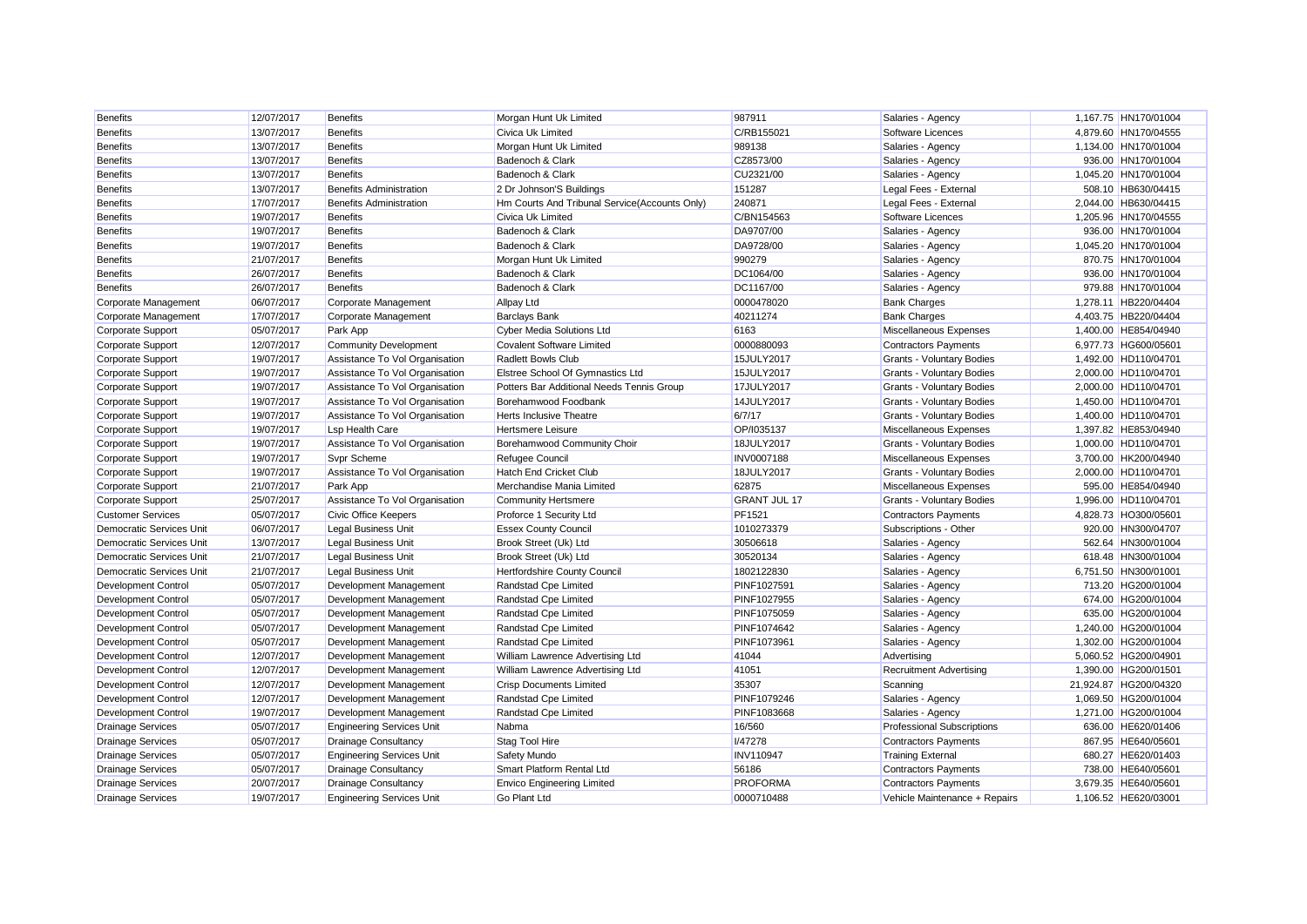| Benefits | 12/07/2017 | Benefits | Morgan Hunt Uk Limited | 987911 | Salaries - Agency | 1,167.75 | HN170/01004 |
|---|---|---|---|---|---|---|---|
| Benefits | 13/07/2017 | Benefits | Civica Uk Limited | C/RB155021 | Software Licences | 4,879.60 | HN170/04555 |
| Benefits | 13/07/2017 | Benefits | Morgan Hunt Uk Limited | 989138 | Salaries - Agency | 1,134.00 | HN170/01004 |
| Benefits | 13/07/2017 | Benefits | Badenoch & Clark | CZ8573/00 | Salaries - Agency | 936.00 | HN170/01004 |
| Benefits | 13/07/2017 | Benefits | Badenoch & Clark | CU2321/00 | Salaries - Agency | 1,045.20 | HN170/01004 |
| Benefits | 13/07/2017 | Benefits Administration | 2 Dr Johnson'S Buildings | 151287 | Legal Fees - External | 508.10 | HB630/04415 |
| Benefits | 17/07/2017 | Benefits Administration | Hm Courts And Tribunal Service(Accounts Only) | 240871 | Legal Fees - External | 2,044.00 | HB630/04415 |
| Benefits | 19/07/2017 | Benefits | Civica Uk Limited | C/BN154563 | Software Licences | 1,205.96 | HN170/04555 |
| Benefits | 19/07/2017 | Benefits | Badenoch & Clark | DA9707/00 | Salaries - Agency | 936.00 | HN170/01004 |
| Benefits | 19/07/2017 | Benefits | Badenoch & Clark | DA9728/00 | Salaries - Agency | 1,045.20 | HN170/01004 |
| Benefits | 21/07/2017 | Benefits | Morgan Hunt Uk Limited | 990279 | Salaries - Agency | 870.75 | HN170/01004 |
| Benefits | 26/07/2017 | Benefits | Badenoch & Clark | DC1064/00 | Salaries - Agency | 936.00 | HN170/01004 |
| Benefits | 26/07/2017 | Benefits | Badenoch & Clark | DC1167/00 | Salaries - Agency | 979.88 | HN170/01004 |
| Corporate Management | 06/07/2017 | Corporate Management | Allpay Ltd | 0000478020 | Bank Charges | 1,278.11 | HB220/04404 |
| Corporate Management | 17/07/2017 | Corporate Management | Barclays Bank | 40211274 | Bank Charges | 4,403.75 | HB220/04404 |
| Corporate Support | 05/07/2017 | Park App | Cyber Media Solutions Ltd | 6163 | Miscellaneous Expenses | 1,400.00 | HE854/04940 |
| Corporate Support | 12/07/2017 | Community Development | Covalent Software Limited | 0000880093 | Contractors Payments | 6,977.73 | HG600/05601 |
| Corporate Support | 19/07/2017 | Assistance To Vol Organisation | Radlett Bowls Club | 15JULY2017 | Grants - Voluntary Bodies | 1,492.00 | HD110/04701 |
| Corporate Support | 19/07/2017 | Assistance To Vol Organisation | Elstree School Of Gymnastics Ltd | 15JULY2017 | Grants - Voluntary Bodies | 2,000.00 | HD110/04701 |
| Corporate Support | 19/07/2017 | Assistance To Vol Organisation | Potters Bar Additional Needs Tennis Group | 17JULY2017 | Grants - Voluntary Bodies | 2,000.00 | HD110/04701 |
| Corporate Support | 19/07/2017 | Assistance To Vol Organisation | Borehamwood Foodbank | 14JULY2017 | Grants - Voluntary Bodies | 1,450.00 | HD110/04701 |
| Corporate Support | 19/07/2017 | Assistance To Vol Organisation | Herts Inclusive Theatre | 6/7/17 | Grants - Voluntary Bodies | 1,400.00 | HD110/04701 |
| Corporate Support | 19/07/2017 | Lsp Health Care | Hertsmere Leisure | OP/I035137 | Miscellaneous Expenses | 1,397.82 | HE853/04940 |
| Corporate Support | 19/07/2017 | Assistance To Vol Organisation | Borehamwood Community Choir | 18JULY2017 | Grants - Voluntary Bodies | 1,000.00 | HD110/04701 |
| Corporate Support | 19/07/2017 | Svpr Scheme | Refugee Council | INV0007188 | Miscellaneous Expenses | 3,700.00 | HK200/04940 |
| Corporate Support | 19/07/2017 | Assistance To Vol Organisation | Hatch End Cricket Club | 18JULY2017 | Grants - Voluntary Bodies | 2,000.00 | HD110/04701 |
| Corporate Support | 21/07/2017 | Park App | Merchandise Mania Limited | 62875 | Miscellaneous Expenses | 595.00 | HE854/04940 |
| Corporate Support | 25/07/2017 | Assistance To Vol Organisation | Community Hertsmere | GRANT JUL 17 | Grants - Voluntary Bodies | 1,996.00 | HD110/04701 |
| Customer Services | 05/07/2017 | Civic Office Keepers | Proforce 1 Security Ltd | PF1521 | Contractors Payments | 4,828.73 | HO300/05601 |
| Democratic Services Unit | 06/07/2017 | Legal Business Unit | Essex County Council | 1010273379 | Subscriptions - Other | 920.00 | HN300/04707 |
| Democratic Services Unit | 13/07/2017 | Legal Business Unit | Brook Street (Uk) Ltd | 30506618 | Salaries - Agency | 562.64 | HN300/01004 |
| Democratic Services Unit | 21/07/2017 | Legal Business Unit | Brook Street (Uk) Ltd | 30520134 | Salaries - Agency | 618.48 | HN300/01004 |
| Democratic Services Unit | 21/07/2017 | Legal Business Unit | Hertfordshire County Council | 1802122830 | Salaries - Agency | 6,751.50 | HN300/01001 |
| Development Control | 05/07/2017 | Development Management | Randstad Cpe Limited | PINF1027591 | Salaries - Agency | 713.20 | HG200/01004 |
| Development Control | 05/07/2017 | Development Management | Randstad Cpe Limited | PINF1027955 | Salaries - Agency | 674.00 | HG200/01004 |
| Development Control | 05/07/2017 | Development Management | Randstad Cpe Limited | PINF1075059 | Salaries - Agency | 635.00 | HG200/01004 |
| Development Control | 05/07/2017 | Development Management | Randstad Cpe Limited | PINF1074642 | Salaries - Agency | 1,240.00 | HG200/01004 |
| Development Control | 05/07/2017 | Development Management | Randstad Cpe Limited | PINF1073961 | Salaries - Agency | 1,302.00 | HG200/01004 |
| Development Control | 12/07/2017 | Development Management | William Lawrence Advertising Ltd | 41044 | Advertising | 5,060.52 | HG200/04901 |
| Development Control | 12/07/2017 | Development Management | William Lawrence Advertising Ltd | 41051 | Recruitment Advertising | 1,390.00 | HG200/01501 |
| Development Control | 12/07/2017 | Development Management | Crisp Documents Limited | 35307 | Scanning | 21,924.87 | HG200/04320 |
| Development Control | 12/07/2017 | Development Management | Randstad Cpe Limited | PINF1079246 | Salaries - Agency | 1,069.50 | HG200/01004 |
| Development Control | 19/07/2017 | Development Management | Randstad Cpe Limited | PINF1083668 | Salaries - Agency | 1,271.00 | HG200/01004 |
| Drainage Services | 05/07/2017 | Engineering Services Unit | Nabma | 16/560 | Professional Subscriptions | 636.00 | HE620/01406 |
| Drainage Services | 05/07/2017 | Drainage Consultancy | Stag Tool Hire | I/47278 | Contractors Payments | 867.95 | HE640/05601 |
| Drainage Services | 05/07/2017 | Engineering Services Unit | Safety Mundo | INV110947 | Training External | 680.27 | HE620/01403 |
| Drainage Services | 05/07/2017 | Drainage Consultancy | Smart Platform Rental Ltd | 56186 | Contractors Payments | 738.00 | HE640/05601 |
| Drainage Services | 20/07/2017 | Drainage Consultancy | Envico Engineering Limited | PROFORMA | Contractors Payments | 3,679.35 | HE640/05601 |
| Drainage Services | 19/07/2017 | Engineering Services Unit | Go Plant Ltd | 0000710488 | Vehicle Maintenance + Repairs | 1,106.52 | HE620/03001 |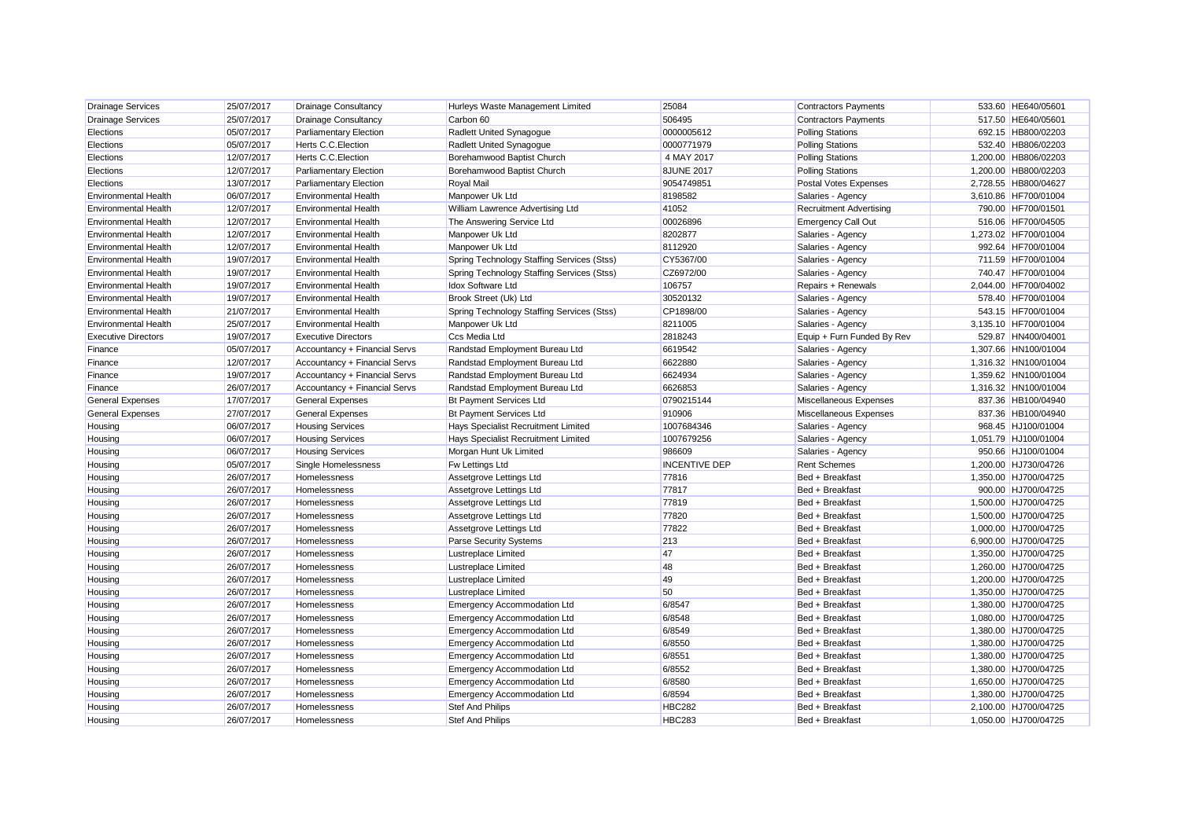| Drainage Services | 25/07/2017 | Drainage Consultancy | Hurleys Waste Management Limited | 25084 | Contractors Payments | 533.60 | HE640/05601 |
|---|---|---|---|---|---|---|---|
| Drainage Services | 25/07/2017 | Drainage Consultancy | Carbon 60 | 506495 | Contractors Payments | 517.50 | HE640/05601 |
| Elections | 05/07/2017 | Parliamentary Election | Radlett United Synagogue | 0000005612 | Polling Stations | 692.15 | HB800/02203 |
| Elections | 05/07/2017 | Herts C.C.Election | Radlett United Synagogue | 0000771979 | Polling Stations | 532.40 | HB806/02203 |
| Elections | 12/07/2017 | Herts C.C.Election | Borehamwood Baptist Church | 4 MAY 2017 | Polling Stations | 1,200.00 | HB806/02203 |
| Elections | 12/07/2017 | Parliamentary Election | Borehamwood Baptist Church | 8JUNE 2017 | Polling Stations | 1,200.00 | HB800/02203 |
| Elections | 13/07/2017 | Parliamentary Election | Royal Mail | 9054749851 | Postal Votes Expenses | 2,728.55 | HB800/04627 |
| Environmental Health | 06/07/2017 | Environmental Health | Manpower Uk Ltd | 8198582 | Salaries - Agency | 3,610.86 | HF700/01004 |
| Environmental Health | 12/07/2017 | Environmental Health | William Lawrence Advertising Ltd | 41052 | Recruitment Advertising | 790.00 | HF700/01501 |
| Environmental Health | 12/07/2017 | Environmental Health | The Answering Service Ltd | 00026896 | Emergency Call Out | 516.06 | HF700/04505 |
| Environmental Health | 12/07/2017 | Environmental Health | Manpower Uk Ltd | 8202877 | Salaries - Agency | 1,273.02 | HF700/01004 |
| Environmental Health | 12/07/2017 | Environmental Health | Manpower Uk Ltd | 8112920 | Salaries - Agency | 992.64 | HF700/01004 |
| Environmental Health | 19/07/2017 | Environmental Health | Spring Technology Staffing Services (Stss) | CY5367/00 | Salaries - Agency | 711.59 | HF700/01004 |
| Environmental Health | 19/07/2017 | Environmental Health | Spring Technology Staffing Services (Stss) | CZ6972/00 | Salaries - Agency | 740.47 | HF700/01004 |
| Environmental Health | 19/07/2017 | Environmental Health | Idox Software Ltd | 106757 | Repairs + Renewals | 2,044.00 | HF700/04002 |
| Environmental Health | 19/07/2017 | Environmental Health | Brook Street (Uk) Ltd | 30520132 | Salaries - Agency | 578.40 | HF700/01004 |
| Environmental Health | 21/07/2017 | Environmental Health | Spring Technology Staffing Services (Stss) | CP1898/00 | Salaries - Agency | 543.15 | HF700/01004 |
| Environmental Health | 25/07/2017 | Environmental Health | Manpower Uk Ltd | 8211005 | Salaries - Agency | 3,135.10 | HF700/01004 |
| Executive Directors | 19/07/2017 | Executive Directors | Ccs Media Ltd | 2818243 | Equip + Furn Funded By Rev | 529.87 | HN400/04001 |
| Finance | 05/07/2017 | Accountancy + Financial Servs | Randstad Employment Bureau Ltd | 6619542 | Salaries - Agency | 1,307.66 | HN100/01004 |
| Finance | 12/07/2017 | Accountancy + Financial Servs | Randstad Employment Bureau Ltd | 6622880 | Salaries - Agency | 1,316.32 | HN100/01004 |
| Finance | 19/07/2017 | Accountancy + Financial Servs | Randstad Employment Bureau Ltd | 6624934 | Salaries - Agency | 1,359.62 | HN100/01004 |
| Finance | 26/07/2017 | Accountancy + Financial Servs | Randstad Employment Bureau Ltd | 6626853 | Salaries - Agency | 1,316.32 | HN100/01004 |
| General Expenses | 17/07/2017 | General Expenses | Bt Payment Services Ltd | 0790215144 | Miscellaneous Expenses | 837.36 | HB100/04940 |
| General Expenses | 27/07/2017 | General Expenses | Bt Payment Services Ltd | 910906 | Miscellaneous Expenses | 837.36 | HB100/04940 |
| Housing | 06/07/2017 | Housing Services | Hays Specialist Recruitment Limited | 1007684346 | Salaries - Agency | 968.45 | HJ100/01004 |
| Housing | 06/07/2017 | Housing Services | Hays Specialist Recruitment Limited | 1007679256 | Salaries - Agency | 1,051.79 | HJ100/01004 |
| Housing | 06/07/2017 | Housing Services | Morgan Hunt Uk Limited | 986609 | Salaries - Agency | 950.66 | HJ100/01004 |
| Housing | 05/07/2017 | Single Homelessness | Fw Lettings Ltd | INCENTIVE DEP | Rent Schemes | 1,200.00 | HJ730/04726 |
| Housing | 26/07/2017 | Homelessness | Assetgrove Lettings Ltd | 77816 | Bed + Breakfast | 1,350.00 | HJ700/04725 |
| Housing | 26/07/2017 | Homelessness | Assetgrove Lettings Ltd | 77817 | Bed + Breakfast | 900.00 | HJ700/04725 |
| Housing | 26/07/2017 | Homelessness | Assetgrove Lettings Ltd | 77819 | Bed + Breakfast | 1,500.00 | HJ700/04725 |
| Housing | 26/07/2017 | Homelessness | Assetgrove Lettings Ltd | 77820 | Bed + Breakfast | 1,500.00 | HJ700/04725 |
| Housing | 26/07/2017 | Homelessness | Assetgrove Lettings Ltd | 77822 | Bed + Breakfast | 1,000.00 | HJ700/04725 |
| Housing | 26/07/2017 | Homelessness | Parse Security Systems | 213 | Bed + Breakfast | 6,900.00 | HJ700/04725 |
| Housing | 26/07/2017 | Homelessness | Lustreplace Limited | 47 | Bed + Breakfast | 1,350.00 | HJ700/04725 |
| Housing | 26/07/2017 | Homelessness | Lustreplace Limited | 48 | Bed + Breakfast | 1,260.00 | HJ700/04725 |
| Housing | 26/07/2017 | Homelessness | Lustreplace Limited | 49 | Bed + Breakfast | 1,200.00 | HJ700/04725 |
| Housing | 26/07/2017 | Homelessness | Lustreplace Limited | 50 | Bed + Breakfast | 1,350.00 | HJ700/04725 |
| Housing | 26/07/2017 | Homelessness | Emergency Accommodation Ltd | 6/8547 | Bed + Breakfast | 1,380.00 | HJ700/04725 |
| Housing | 26/07/2017 | Homelessness | Emergency Accommodation Ltd | 6/8548 | Bed + Breakfast | 1,080.00 | HJ700/04725 |
| Housing | 26/07/2017 | Homelessness | Emergency Accommodation Ltd | 6/8549 | Bed + Breakfast | 1,380.00 | HJ700/04725 |
| Housing | 26/07/2017 | Homelessness | Emergency Accommodation Ltd | 6/8550 | Bed + Breakfast | 1,380.00 | HJ700/04725 |
| Housing | 26/07/2017 | Homelessness | Emergency Accommodation Ltd | 6/8551 | Bed + Breakfast | 1,380.00 | HJ700/04725 |
| Housing | 26/07/2017 | Homelessness | Emergency Accommodation Ltd | 6/8552 | Bed + Breakfast | 1,380.00 | HJ700/04725 |
| Housing | 26/07/2017 | Homelessness | Emergency Accommodation Ltd | 6/8580 | Bed + Breakfast | 1,650.00 | HJ700/04725 |
| Housing | 26/07/2017 | Homelessness | Emergency Accommodation Ltd | 6/8594 | Bed + Breakfast | 1,380.00 | HJ700/04725 |
| Housing | 26/07/2017 | Homelessness | Stef And Philips | HBC282 | Bed + Breakfast | 2,100.00 | HJ700/04725 |
| Housing | 26/07/2017 | Homelessness | Stef And Philips | HBC283 | Bed + Breakfast | 1,050.00 | HJ700/04725 |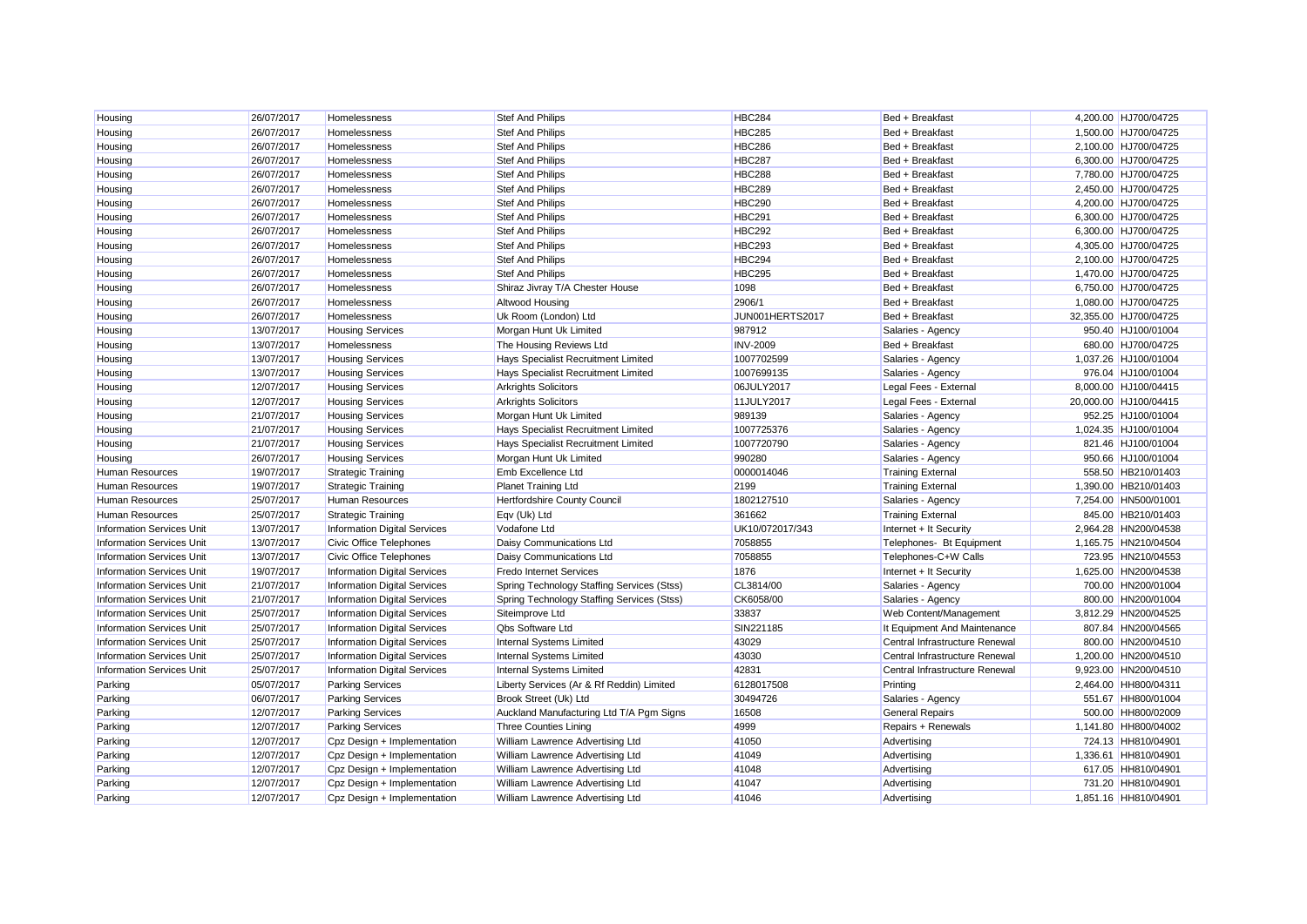| | | | | | | | |
|---|---|---|---|---|---|---|---|
| Housing | 26/07/2017 | Homelessness | Stef And Philips | HBC284 | Bed + Breakfast | 4,200.00 | HJ700/04725 |
| Housing | 26/07/2017 | Homelessness | Stef And Philips | HBC285 | Bed + Breakfast | 1,500.00 | HJ700/04725 |
| Housing | 26/07/2017 | Homelessness | Stef And Philips | HBC286 | Bed + Breakfast | 2,100.00 | HJ700/04725 |
| Housing | 26/07/2017 | Homelessness | Stef And Philips | HBC287 | Bed + Breakfast | 6,300.00 | HJ700/04725 |
| Housing | 26/07/2017 | Homelessness | Stef And Philips | HBC288 | Bed + Breakfast | 7,780.00 | HJ700/04725 |
| Housing | 26/07/2017 | Homelessness | Stef And Philips | HBC289 | Bed + Breakfast | 2,450.00 | HJ700/04725 |
| Housing | 26/07/2017 | Homelessness | Stef And Philips | HBC290 | Bed + Breakfast | 4,200.00 | HJ700/04725 |
| Housing | 26/07/2017 | Homelessness | Stef And Philips | HBC291 | Bed + Breakfast | 6,300.00 | HJ700/04725 |
| Housing | 26/07/2017 | Homelessness | Stef And Philips | HBC292 | Bed + Breakfast | 6,300.00 | HJ700/04725 |
| Housing | 26/07/2017 | Homelessness | Stef And Philips | HBC293 | Bed + Breakfast | 4,305.00 | HJ700/04725 |
| Housing | 26/07/2017 | Homelessness | Stef And Philips | HBC294 | Bed + Breakfast | 2,100.00 | HJ700/04725 |
| Housing | 26/07/2017 | Homelessness | Stef And Philips | HBC295 | Bed + Breakfast | 1,470.00 | HJ700/04725 |
| Housing | 26/07/2017 | Homelessness | Shiraz Jivray T/A Chester House | 1098 | Bed + Breakfast | 6,750.00 | HJ700/04725 |
| Housing | 26/07/2017 | Homelessness | Altwood Housing | 2906/1 | Bed + Breakfast | 1,080.00 | HJ700/04725 |
| Housing | 26/07/2017 | Homelessness | Uk Room (London) Ltd | JUN001HERTS2017 | Bed + Breakfast | 32,355.00 | HJ700/04725 |
| Housing | 13/07/2017 | Housing Services | Morgan Hunt Uk Limited | 987912 | Salaries - Agency | 950.40 | HJ100/01004 |
| Housing | 13/07/2017 | Homelessness | The Housing Reviews Ltd | INV-2009 | Bed + Breakfast | 680.00 | HJ700/04725 |
| Housing | 13/07/2017 | Housing Services | Hays Specialist Recruitment Limited | 1007702599 | Salaries - Agency | 1,037.26 | HJ100/01004 |
| Housing | 13/07/2017 | Housing Services | Hays Specialist Recruitment Limited | 1007699135 | Salaries - Agency | 976.04 | HJ100/01004 |
| Housing | 12/07/2017 | Housing Services | Arkrights Solicitors | 06JULY2017 | Legal Fees - External | 8,000.00 | HJ100/04415 |
| Housing | 12/07/2017 | Housing Services | Arkrights Solicitors | 11JULY2017 | Legal Fees - External | 20,000.00 | HJ100/04415 |
| Housing | 21/07/2017 | Housing Services | Morgan Hunt Uk Limited | 989139 | Salaries - Agency | 952.25 | HJ100/01004 |
| Housing | 21/07/2017 | Housing Services | Hays Specialist Recruitment Limited | 1007725376 | Salaries - Agency | 1,024.35 | HJ100/01004 |
| Housing | 21/07/2017 | Housing Services | Hays Specialist Recruitment Limited | 1007720790 | Salaries - Agency | 821.46 | HJ100/01004 |
| Housing | 26/07/2017 | Housing Services | Morgan Hunt Uk Limited | 990280 | Salaries - Agency | 950.66 | HJ100/01004 |
| Human Resources | 19/07/2017 | Strategic Training | Emb Excellence Ltd | 0000014046 | Training External | 558.50 | HB210/01403 |
| Human Resources | 19/07/2017 | Strategic Training | Planet Training Ltd | 2199 | Training External | 1,390.00 | HB210/01403 |
| Human Resources | 25/07/2017 | Human Resources | Hertfordshire County Council | 1802127510 | Salaries - Agency | 7,254.00 | HN500/01001 |
| Human Resources | 25/07/2017 | Strategic Training | Eqv (Uk) Ltd | 361662 | Training External | 845.00 | HB210/01403 |
| Information Services Unit | 13/07/2017 | Information Digital Services | Vodafone Ltd | UK10/072017/343 | Internet + It Security | 2,964.28 | HN200/04538 |
| Information Services Unit | 13/07/2017 | Civic Office Telephones | Daisy Communications Ltd | 7058855 | Telephones- Bt Equipment | 1,165.75 | HN210/04504 |
| Information Services Unit | 13/07/2017 | Civic Office Telephones | Daisy Communications Ltd | 7058855 | Telephones-C+W Calls | 723.95 | HN210/04553 |
| Information Services Unit | 19/07/2017 | Information Digital Services | Fredo Internet Services | 1876 | Internet + It Security | 1,625.00 | HN200/04538 |
| Information Services Unit | 21/07/2017 | Information Digital Services | Spring Technology Staffing Services (Stss) | CL3814/00 | Salaries - Agency | 700.00 | HN200/01004 |
| Information Services Unit | 21/07/2017 | Information Digital Services | Spring Technology Staffing Services (Stss) | CK6058/00 | Salaries - Agency | 800.00 | HN200/01004 |
| Information Services Unit | 25/07/2017 | Information Digital Services | Siteimprove Ltd | 33837 | Web Content/Management | 3,812.29 | HN200/04525 |
| Information Services Unit | 25/07/2017 | Information Digital Services | Qbs Software Ltd | SIN221185 | It Equipment And Maintenance | 807.84 | HN200/04565 |
| Information Services Unit | 25/07/2017 | Information Digital Services | Internal Systems Limited | 43029 | Central Infrastructure Renewal | 800.00 | HN200/04510 |
| Information Services Unit | 25/07/2017 | Information Digital Services | Internal Systems Limited | 43030 | Central Infrastructure Renewal | 1,200.00 | HN200/04510 |
| Information Services Unit | 25/07/2017 | Information Digital Services | Internal Systems Limited | 42831 | Central Infrastructure Renewal | 9,923.00 | HN200/04510 |
| Parking | 05/07/2017 | Parking Services | Liberty Services (Ar & Rf Reddin) Limited | 6128017508 | Printing | 2,464.00 | HH800/04311 |
| Parking | 06/07/2017 | Parking Services | Brook Street (Uk) Ltd | 30494726 | Salaries - Agency | 551.67 | HH800/01004 |
| Parking | 12/07/2017 | Parking Services | Auckland Manufacturing Ltd T/A Pgm Signs | 16508 | General Repairs | 500.00 | HH800/02009 |
| Parking | 12/07/2017 | Parking Services | Three Counties Lining | 4999 | Repairs + Renewals | 1,141.80 | HH800/04002 |
| Parking | 12/07/2017 | Cpz Design + Implementation | William Lawrence Advertising Ltd | 41050 | Advertising | 724.13 | HH810/04901 |
| Parking | 12/07/2017 | Cpz Design + Implementation | William Lawrence Advertising Ltd | 41049 | Advertising | 1,336.61 | HH810/04901 |
| Parking | 12/07/2017 | Cpz Design + Implementation | William Lawrence Advertising Ltd | 41048 | Advertising | 617.05 | HH810/04901 |
| Parking | 12/07/2017 | Cpz Design + Implementation | William Lawrence Advertising Ltd | 41047 | Advertising | 731.20 | HH810/04901 |
| Parking | 12/07/2017 | Cpz Design + Implementation | William Lawrence Advertising Ltd | 41046 | Advertising | 1,851.16 | HH810/04901 |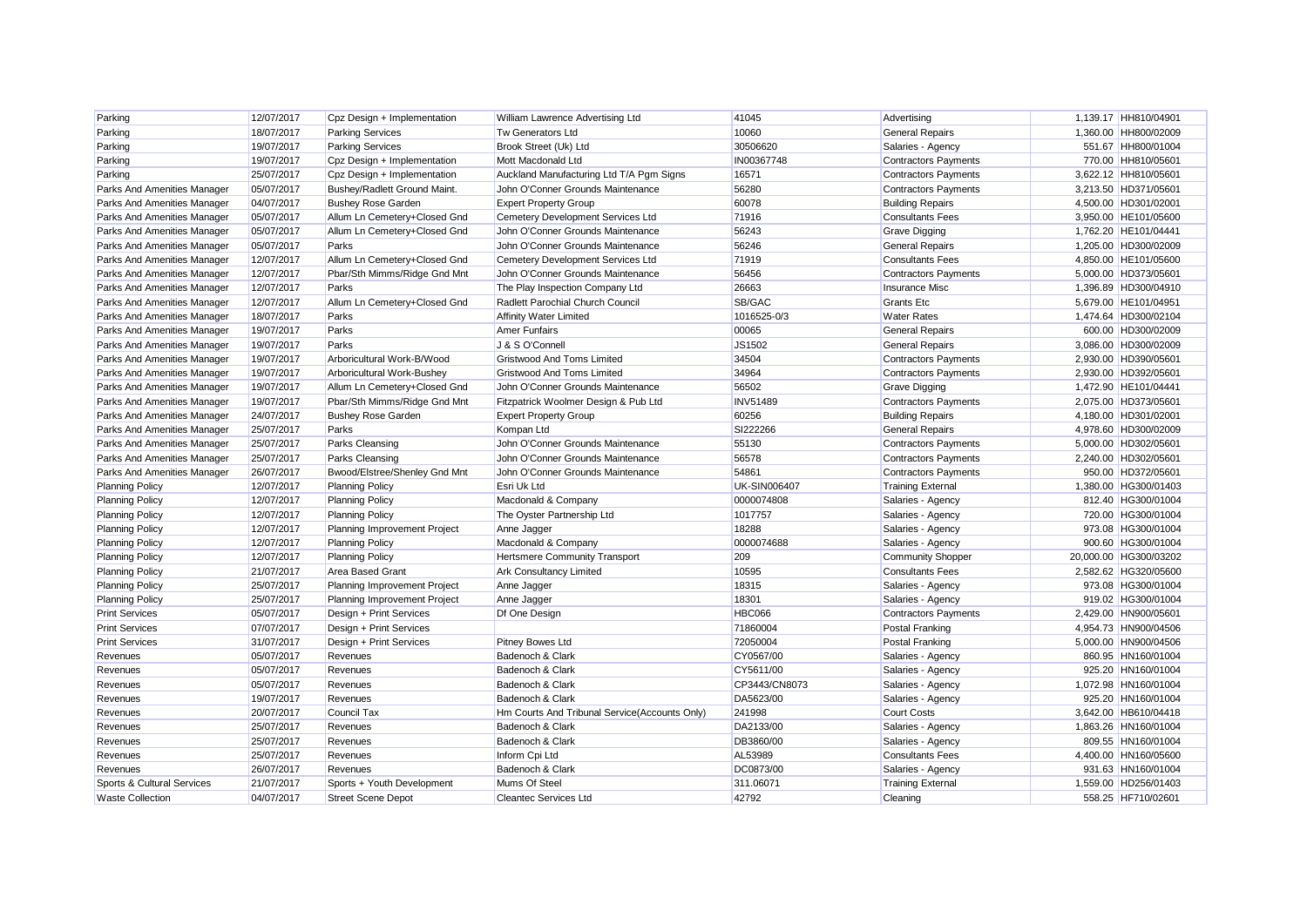| Parking | 12/07/2017 | Cpz Design + Implementation | William Lawrence Advertising Ltd | 41045 | Advertising | 1,139.17 | HH810/04901 |
|---|---|---|---|---|---|---|---|
| Parking | 18/07/2017 | Parking Services | Tw Generators Ltd | 10060 | General Repairs | 1,360.00 | HH800/02009 |
| Parking | 19/07/2017 | Parking Services | Brook Street (Uk) Ltd | 30506620 | Salaries - Agency | 551.67 | HH800/01004 |
| Parking | 19/07/2017 | Cpz Design + Implementation | Mott Macdonald Ltd | IN00367748 | Contractors Payments | 770.00 | HH810/05601 |
| Parking | 25/07/2017 | Cpz Design + Implementation | Auckland Manufacturing Ltd T/A Pgm Signs | 16571 | Contractors Payments | 3,622.12 | HH810/05601 |
| Parks And Amenities Manager | 05/07/2017 | Bushey/Radlett Ground Maint. | John O'Conner Grounds Maintenance | 56280 | Contractors Payments | 3,213.50 | HD371/05601 |
| Parks And Amenities Manager | 04/07/2017 | Bushey Rose Garden | Expert Property Group | 60078 | Building Repairs | 4,500.00 | HD301/02001 |
| Parks And Amenities Manager | 05/07/2017 | Allum Ln Cemetery+Closed Gnd | Cemetery Development Services Ltd | 71916 | Consultants Fees | 3,950.00 | HE101/05600 |
| Parks And Amenities Manager | 05/07/2017 | Allum Ln Cemetery+Closed Gnd | John O'Conner Grounds Maintenance | 56243 | Grave Digging | 1,762.20 | HE101/04441 |
| Parks And Amenities Manager | 05/07/2017 | Parks | John O'Conner Grounds Maintenance | 56246 | General Repairs | 1,205.00 | HD300/02009 |
| Parks And Amenities Manager | 12/07/2017 | Allum Ln Cemetery+Closed Gnd | Cemetery Development Services Ltd | 71919 | Consultants Fees | 4,850.00 | HE101/05600 |
| Parks And Amenities Manager | 12/07/2017 | Pbar/Sth Mimms/Ridge Gnd Mnt | John O'Conner Grounds Maintenance | 56456 | Contractors Payments | 5,000.00 | HD373/05601 |
| Parks And Amenities Manager | 12/07/2017 | Parks | The Play Inspection Company Ltd | 26663 | Insurance Misc | 1,396.89 | HD300/04910 |
| Parks And Amenities Manager | 12/07/2017 | Allum Ln Cemetery+Closed Gnd | Radlett Parochial Church Council | SB/GAC | Grants Etc | 5,679.00 | HE101/04951 |
| Parks And Amenities Manager | 18/07/2017 | Parks | Affinity Water Limited | 1016525-0/3 | Water Rates | 1,474.64 | HD300/02104 |
| Parks And Amenities Manager | 19/07/2017 | Parks | Amer Funfairs | 00065 | General Repairs | 600.00 | HD300/02009 |
| Parks And Amenities Manager | 19/07/2017 | Parks | J & S O'Connell | JS1502 | General Repairs | 3,086.00 | HD300/02009 |
| Parks And Amenities Manager | 19/07/2017 | Arboricultural Work-B/Wood | Gristwood And Toms Limited | 34504 | Contractors Payments | 2,930.00 | HD390/05601 |
| Parks And Amenities Manager | 19/07/2017 | Arboricultural Work-Bushey | Gristwood And Toms Limited | 34964 | Contractors Payments | 2,930.00 | HD392/05601 |
| Parks And Amenities Manager | 19/07/2017 | Allum Ln Cemetery+Closed Gnd | John O'Conner Grounds Maintenance | 56502 | Grave Digging | 1,472.90 | HE101/04441 |
| Parks And Amenities Manager | 19/07/2017 | Pbar/Sth Mimms/Ridge Gnd Mnt | Fitzpatrick Woolmer Design & Pub Ltd | INV51489 | Contractors Payments | 2,075.00 | HD373/05601 |
| Parks And Amenities Manager | 24/07/2017 | Bushey Rose Garden | Expert Property Group | 60256 | Building Repairs | 4,180.00 | HD301/02001 |
| Parks And Amenities Manager | 25/07/2017 | Parks | Kompan Ltd | SI222266 | General Repairs | 4,978.60 | HD300/02009 |
| Parks And Amenities Manager | 25/07/2017 | Parks Cleansing | John O'Conner Grounds Maintenance | 55130 | Contractors Payments | 5,000.00 | HD302/05601 |
| Parks And Amenities Manager | 25/07/2017 | Parks Cleansing | John O'Conner Grounds Maintenance | 56578 | Contractors Payments | 2,240.00 | HD302/05601 |
| Parks And Amenities Manager | 26/07/2017 | Bwood/Elstree/Shenley Gnd Mnt | John O'Conner Grounds Maintenance | 54861 | Contractors Payments | 950.00 | HD372/05601 |
| Planning Policy | 12/07/2017 | Planning Policy | Esri Uk Ltd | UK-SIN006407 | Training External | 1,380.00 | HG300/01403 |
| Planning Policy | 12/07/2017 | Planning Policy | Macdonald & Company | 0000074808 | Salaries - Agency | 812.40 | HG300/01004 |
| Planning Policy | 12/07/2017 | Planning Policy | The Oyster Partnership Ltd | 1017757 | Salaries - Agency | 720.00 | HG300/01004 |
| Planning Policy | 12/07/2017 | Planning Improvement Project | Anne Jagger | 18288 | Salaries - Agency | 973.08 | HG300/01004 |
| Planning Policy | 12/07/2017 | Planning Policy | Macdonald & Company | 0000074688 | Salaries - Agency | 900.60 | HG300/01004 |
| Planning Policy | 12/07/2017 | Planning Policy | Hertsmere Community Transport | 209 | Community Shopper | 20,000.00 | HG300/03202 |
| Planning Policy | 21/07/2017 | Area Based Grant | Ark Consultancy Limited | 10595 | Consultants Fees | 2,582.62 | HG320/05600 |
| Planning Policy | 25/07/2017 | Planning Improvement Project | Anne Jagger | 18315 | Salaries - Agency | 973.08 | HG300/01004 |
| Planning Policy | 25/07/2017 | Planning Improvement Project | Anne Jagger | 18301 | Salaries - Agency | 919.02 | HG300/01004 |
| Print Services | 05/07/2017 | Design + Print Services | Df One Design | HBC066 | Contractors Payments | 2,429.00 | HN900/05601 |
| Print Services | 07/07/2017 | Design + Print Services | | 71860004 | Postal Franking | 4,954.73 | HN900/04506 |
| Print Services | 31/07/2017 | Design + Print Services | Pitney Bowes Ltd | 72050004 | Postal Franking | 5,000.00 | HN900/04506 |
| Revenues | 05/07/2017 | Revenues | Badenoch & Clark | CY0567/00 | Salaries - Agency | 860.95 | HN160/01004 |
| Revenues | 05/07/2017 | Revenues | Badenoch & Clark | CY5611/00 | Salaries - Agency | 925.20 | HN160/01004 |
| Revenues | 05/07/2017 | Revenues | Badenoch & Clark | CP3443/CN8073 | Salaries - Agency | 1,072.98 | HN160/01004 |
| Revenues | 19/07/2017 | Revenues | Badenoch & Clark | DA5623/00 | Salaries - Agency | 925.20 | HN160/01004 |
| Revenues | 20/07/2017 | Council Tax | Hm Courts And Tribunal Service(Accounts Only) | 241998 | Court Costs | 3,642.00 | HB610/04418 |
| Revenues | 25/07/2017 | Revenues | Badenoch & Clark | DA2133/00 | Salaries - Agency | 1,863.26 | HN160/01004 |
| Revenues | 25/07/2017 | Revenues | Badenoch & Clark | DB3860/00 | Salaries - Agency | 809.55 | HN160/01004 |
| Revenues | 25/07/2017 | Revenues | Inform Cpi Ltd | AL53989 | Consultants Fees | 4,400.00 | HN160/05600 |
| Revenues | 26/07/2017 | Revenues | Badenoch & Clark | DC0873/00 | Salaries - Agency | 931.63 | HN160/01004 |
| Sports & Cultural Services | 21/07/2017 | Sports + Youth Development | Mums Of Steel | 311.06071 | Training External | 1,559.00 | HD256/01403 |
| Waste Collection | 04/07/2017 | Street Scene Depot | Cleantec Services Ltd | 42792 | Cleaning | 558.25 | HF710/02601 |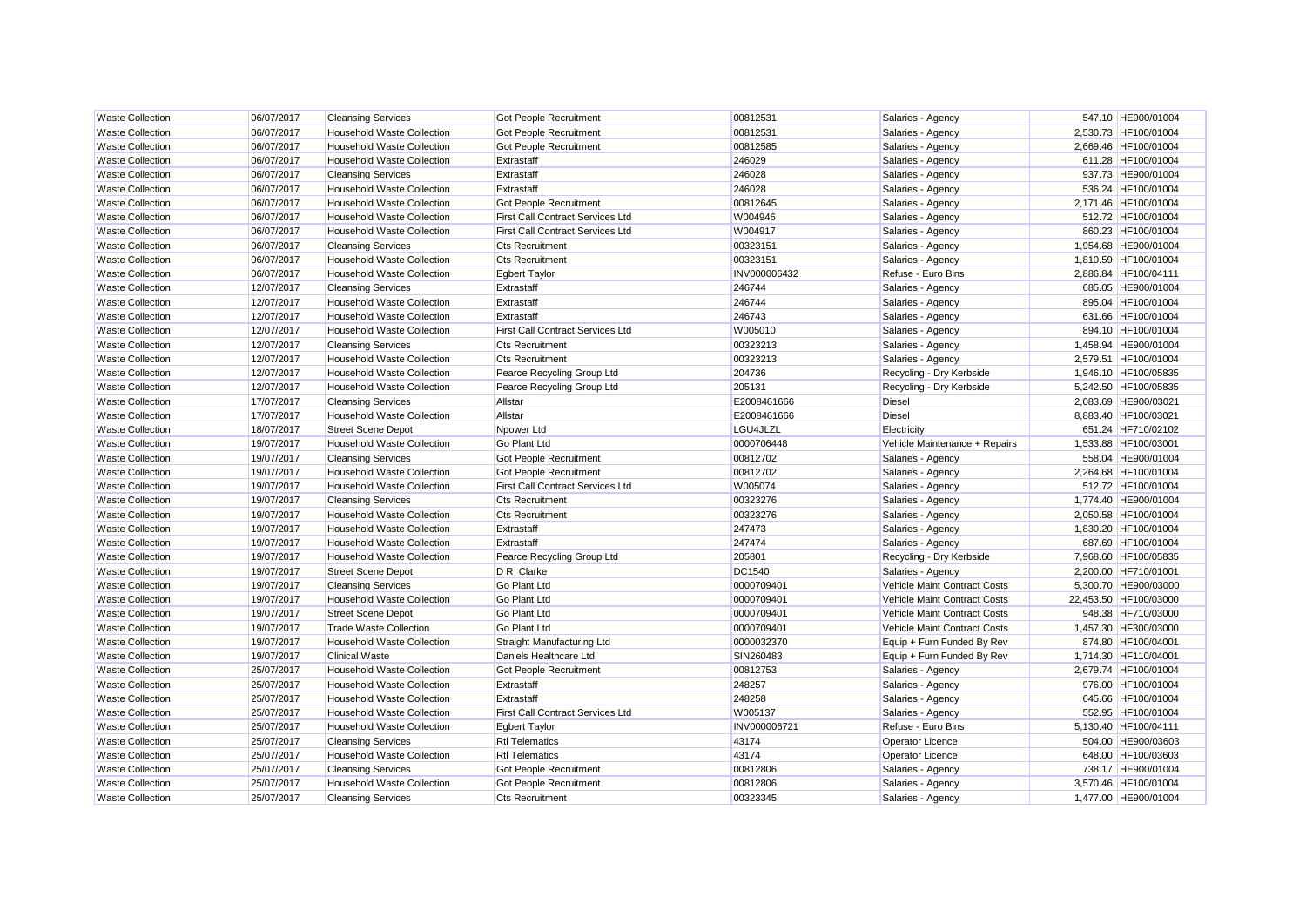| Waste Collection | 06/07/2017 | Cleansing Services | Got People Recruitment | 00812531 | Salaries - Agency | 547.10 | HE900/01004 |
|---|---|---|---|---|---|---|---|
| Waste Collection | 06/07/2017 | Household Waste Collection | Got People Recruitment | 00812531 | Salaries - Agency | 2,530.73 | HF100/01004 |
| Waste Collection | 06/07/2017 | Household Waste Collection | Got People Recruitment | 00812585 | Salaries - Agency | 2,669.46 | HF100/01004 |
| Waste Collection | 06/07/2017 | Household Waste Collection | Extrastaff | 246029 | Salaries - Agency | 611.28 | HF100/01004 |
| Waste Collection | 06/07/2017 | Cleansing Services | Extrastaff | 246028 | Salaries - Agency | 937.73 | HE900/01004 |
| Waste Collection | 06/07/2017 | Household Waste Collection | Extrastaff | 246028 | Salaries - Agency | 536.24 | HF100/01004 |
| Waste Collection | 06/07/2017 | Household Waste Collection | Got People Recruitment | 00812645 | Salaries - Agency | 2,171.46 | HF100/01004 |
| Waste Collection | 06/07/2017 | Household Waste Collection | First Call Contract Services Ltd | W004946 | Salaries - Agency | 512.72 | HF100/01004 |
| Waste Collection | 06/07/2017 | Household Waste Collection | First Call Contract Services Ltd | W004917 | Salaries - Agency | 860.23 | HF100/01004 |
| Waste Collection | 06/07/2017 | Cleansing Services | Cts Recruitment | 00323151 | Salaries - Agency | 1,954.68 | HE900/01004 |
| Waste Collection | 06/07/2017 | Household Waste Collection | Cts Recruitment | 00323151 | Salaries - Agency | 1,810.59 | HF100/01004 |
| Waste Collection | 06/07/2017 | Household Waste Collection | Egbert Taylor | INV000006432 | Refuse - Euro Bins | 2,886.84 | HF100/04111 |
| Waste Collection | 12/07/2017 | Cleansing Services | Extrastaff | 246744 | Salaries - Agency | 685.05 | HE900/01004 |
| Waste Collection | 12/07/2017 | Household Waste Collection | Extrastaff | 246744 | Salaries - Agency | 895.04 | HF100/01004 |
| Waste Collection | 12/07/2017 | Household Waste Collection | Extrastaff | 246743 | Salaries - Agency | 631.66 | HF100/01004 |
| Waste Collection | 12/07/2017 | Household Waste Collection | First Call Contract Services Ltd | W005010 | Salaries - Agency | 894.10 | HF100/01004 |
| Waste Collection | 12/07/2017 | Cleansing Services | Cts Recruitment | 00323213 | Salaries - Agency | 1,458.94 | HE900/01004 |
| Waste Collection | 12/07/2017 | Household Waste Collection | Cts Recruitment | 00323213 | Salaries - Agency | 2,579.51 | HF100/01004 |
| Waste Collection | 12/07/2017 | Household Waste Collection | Pearce Recycling Group Ltd | 204736 | Recycling - Dry Kerbside | 1,946.10 | HF100/05835 |
| Waste Collection | 12/07/2017 | Household Waste Collection | Pearce Recycling Group Ltd | 205131 | Recycling - Dry Kerbside | 5,242.50 | HF100/05835 |
| Waste Collection | 17/07/2017 | Cleansing Services | Allstar | E2008461666 | Diesel | 2,083.69 | HE900/03021 |
| Waste Collection | 17/07/2017 | Household Waste Collection | Allstar | E2008461666 | Diesel | 8,883.40 | HF100/03021 |
| Waste Collection | 18/07/2017 | Street Scene Depot | Npower Ltd | LGU4JLZL | Electricity | 651.24 | HF710/02102 |
| Waste Collection | 19/07/2017 | Household Waste Collection | Go Plant Ltd | 0000706448 | Vehicle Maintenance + Repairs | 1,533.88 | HF100/03001 |
| Waste Collection | 19/07/2017 | Cleansing Services | Got People Recruitment | 00812702 | Salaries - Agency | 558.04 | HE900/01004 |
| Waste Collection | 19/07/2017 | Household Waste Collection | Got People Recruitment | 00812702 | Salaries - Agency | 2,264.68 | HF100/01004 |
| Waste Collection | 19/07/2017 | Household Waste Collection | First Call Contract Services Ltd | W005074 | Salaries - Agency | 512.72 | HF100/01004 |
| Waste Collection | 19/07/2017 | Cleansing Services | Cts Recruitment | 00323276 | Salaries - Agency | 1,774.40 | HE900/01004 |
| Waste Collection | 19/07/2017 | Household Waste Collection | Cts Recruitment | 00323276 | Salaries - Agency | 2,050.58 | HF100/01004 |
| Waste Collection | 19/07/2017 | Household Waste Collection | Extrastaff | 247473 | Salaries - Agency | 1,830.20 | HF100/01004 |
| Waste Collection | 19/07/2017 | Household Waste Collection | Extrastaff | 247474 | Salaries - Agency | 687.69 | HF100/01004 |
| Waste Collection | 19/07/2017 | Household Waste Collection | Pearce Recycling Group Ltd | 205801 | Recycling - Dry Kerbside | 7,968.60 | HF100/05835 |
| Waste Collection | 19/07/2017 | Street Scene Depot | D R Clarke | DC1540 | Salaries - Agency | 2,200.00 | HF710/01001 |
| Waste Collection | 19/07/2017 | Cleansing Services | Go Plant Ltd | 0000709401 | Vehicle Maint Contract Costs | 5,300.70 | HE900/03000 |
| Waste Collection | 19/07/2017 | Household Waste Collection | Go Plant Ltd | 0000709401 | Vehicle Maint Contract Costs | 22,453.50 | HF100/03000 |
| Waste Collection | 19/07/2017 | Street Scene Depot | Go Plant Ltd | 0000709401 | Vehicle Maint Contract Costs | 948.38 | HF710/03000 |
| Waste Collection | 19/07/2017 | Trade Waste Collection | Go Plant Ltd | 0000709401 | Vehicle Maint Contract Costs | 1,457.30 | HF300/03000 |
| Waste Collection | 19/07/2017 | Household Waste Collection | Straight Manufacturing Ltd | 0000032370 | Equip + Furn Funded By Rev | 874.80 | HF100/04001 |
| Waste Collection | 19/07/2017 | Clinical Waste | Daniels Healthcare Ltd | SIN260483 | Equip + Furn Funded By Rev | 1,714.30 | HF110/04001 |
| Waste Collection | 25/07/2017 | Household Waste Collection | Got People Recruitment | 00812753 | Salaries - Agency | 2,679.74 | HF100/01004 |
| Waste Collection | 25/07/2017 | Household Waste Collection | Extrastaff | 248257 | Salaries - Agency | 976.00 | HF100/01004 |
| Waste Collection | 25/07/2017 | Household Waste Collection | Extrastaff | 248258 | Salaries - Agency | 645.66 | HF100/01004 |
| Waste Collection | 25/07/2017 | Household Waste Collection | First Call Contract Services Ltd | W005137 | Salaries - Agency | 552.95 | HF100/01004 |
| Waste Collection | 25/07/2017 | Household Waste Collection | Egbert Taylor | INV000006721 | Refuse - Euro Bins | 5,130.40 | HF100/04111 |
| Waste Collection | 25/07/2017 | Cleansing Services | Rtl Telematics | 43174 | Operator Licence | 504.00 | HE900/03603 |
| Waste Collection | 25/07/2017 | Household Waste Collection | Rtl Telematics | 43174 | Operator Licence | 648.00 | HF100/03603 |
| Waste Collection | 25/07/2017 | Cleansing Services | Got People Recruitment | 00812806 | Salaries - Agency | 738.17 | HE900/01004 |
| Waste Collection | 25/07/2017 | Household Waste Collection | Got People Recruitment | 00812806 | Salaries - Agency | 3,570.46 | HF100/01004 |
| Waste Collection | 25/07/2017 | Cleansing Services | Cts Recruitment | 00323345 | Salaries - Agency | 1,477.00 | HE900/01004 |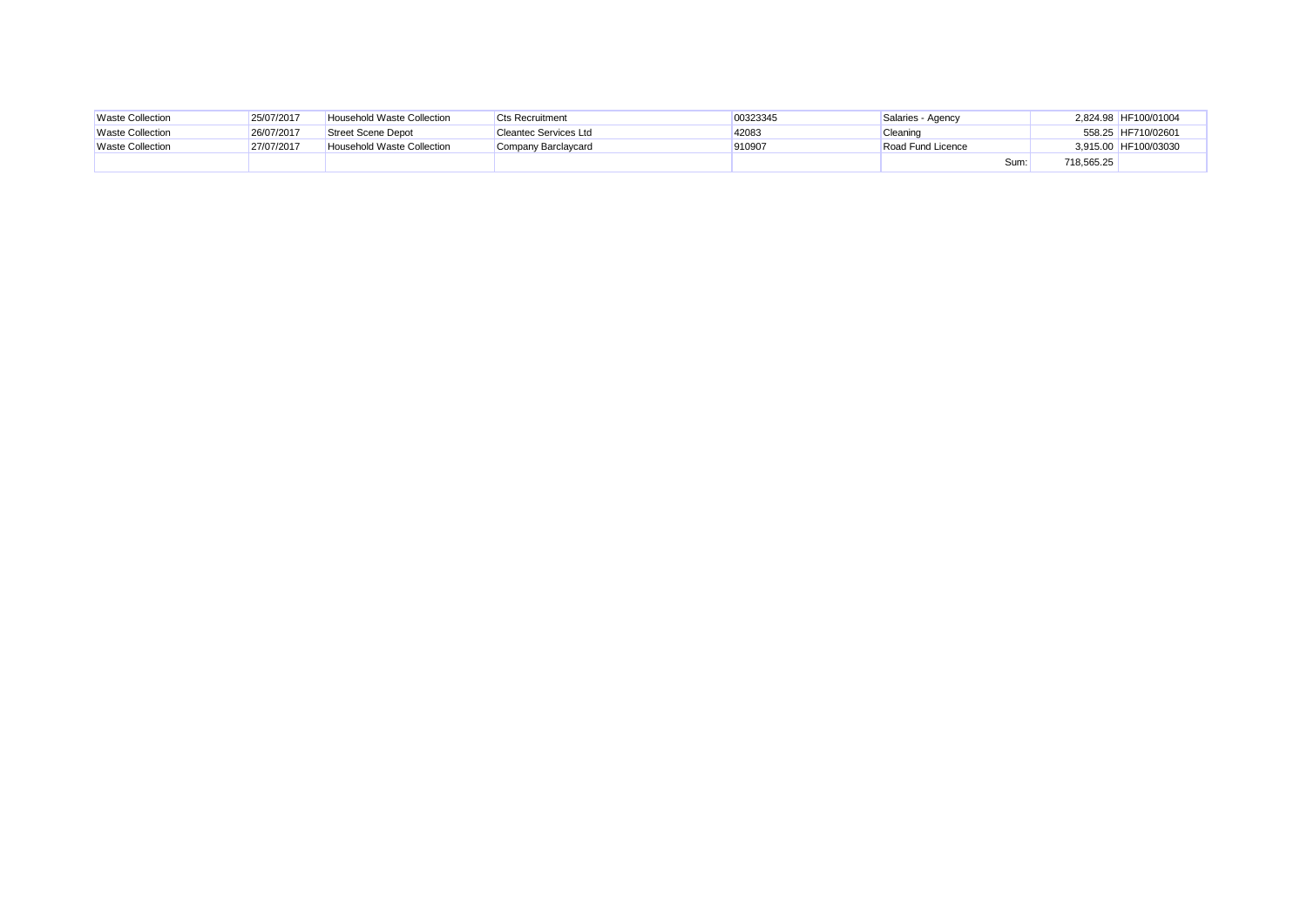| | | | | | | | |
|---|---|---|---|---|---|---|---|
| Waste Collection | 25/07/2017 | Household Waste Collection | Cts Recruitment | 00323345 | Salaries - Agency | 2,824.98 | HF100/01004 |
| Waste Collection | 26/07/2017 | Street Scene Depot | Cleantec Services Ltd | 42083 | Cleaning | 558.25 | HF710/02601 |
| Waste Collection | 27/07/2017 | Household Waste Collection | Company Barclaycard | 910907 | Road Fund Licence | 3,915.00 | HF100/03030 |
| | | | | | Sum: | 718,565.25 | |